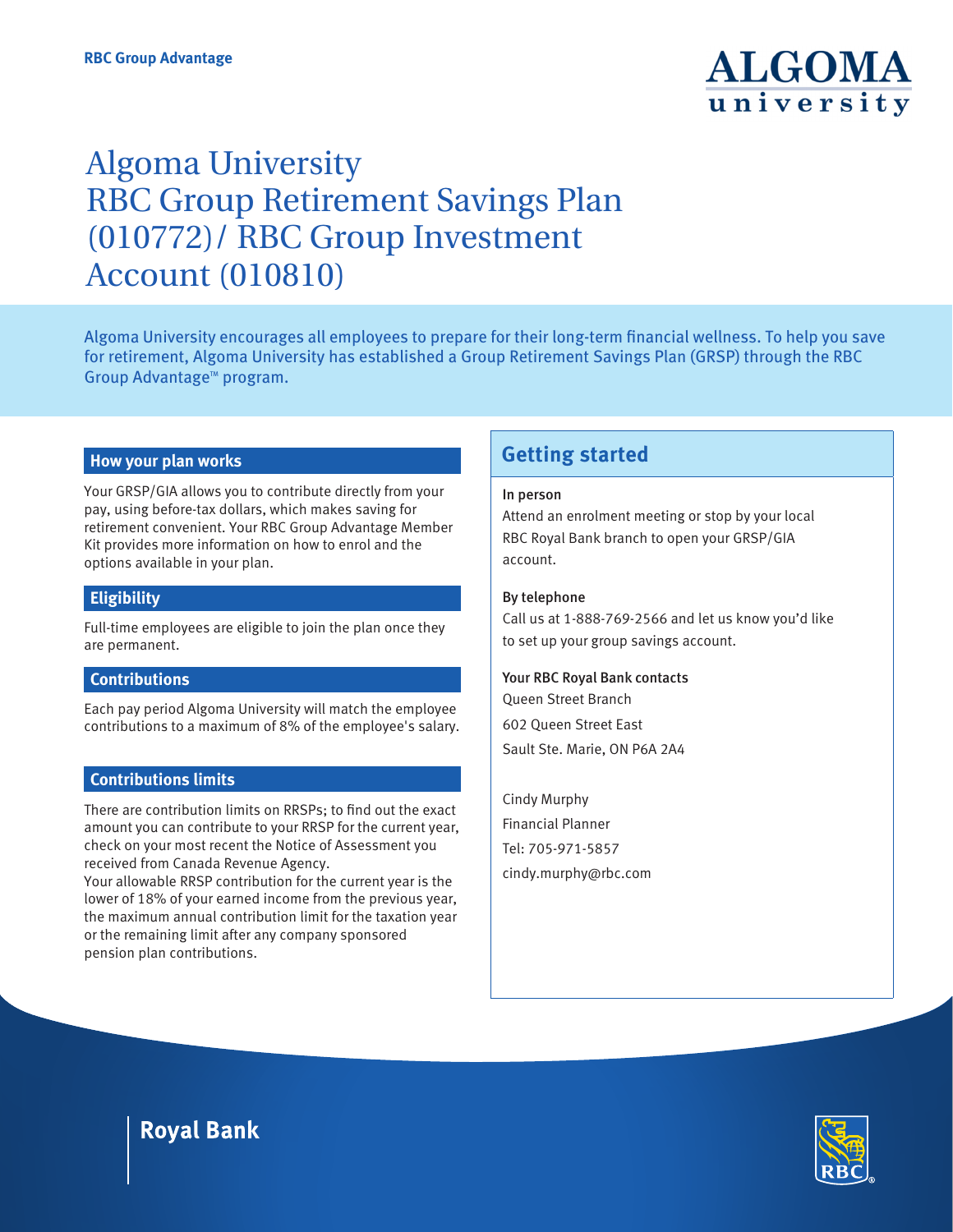RBC Group Advantage

# Algoma University RBC Group Retirement Savings Plan (010772) / RBC Group Investment Account (010810)

Algoma University encourages all employees to prepare for their long-term financial wellness. To help you save for retirement, Algoma University has established a Group Retirement Savings Plan (GRSP) through the RBC Group Advantage™ program.

## How your plan works

Your GRSP/GIA allows you to contribute directly from your pay, using before-tax dollars, which makes saving for retirement convenient. Your RBC Group Advantage Member Kit provides more information on how to enrol and the options available in your plan.

## Eligibility

Full-time employees are eligible to join the plan once they are permanent.

## Contributions

Each pay period Algoma University will match the employee contributions to a maximum of 8% of the employee's salary.

## Contributions limits

There are contribution limits on RRSPs; to find out the exact amount you can contribute to your RRSP for the current year, check on your most recent the Notice of Assessment you received from Canada Revenue Agency.
Your allowable RRSP contribution for the current year is the lower of 18% of your earned income from the previous year, the maximum annual contribution limit for the taxation year or the remaining limit after any company sponsored pension plan contributions.

## Getting started

**In person**
Attend an enrolment meeting or stop by your local RBC Royal Bank branch to open your GRSP/GIA account.

**By telephone**
Call us at 1-888-769-2566 and let us know you'd like to set up your group savings account.

**Your RBC Royal Bank contacts**
Queen Street Branch
602 Queen Street East
Sault Ste. Marie, ON P6A 2A4

Cindy Murphy
Financial Planner
Tel: 705-971-5857
cindy.murphy@rbc.com

Royal Bank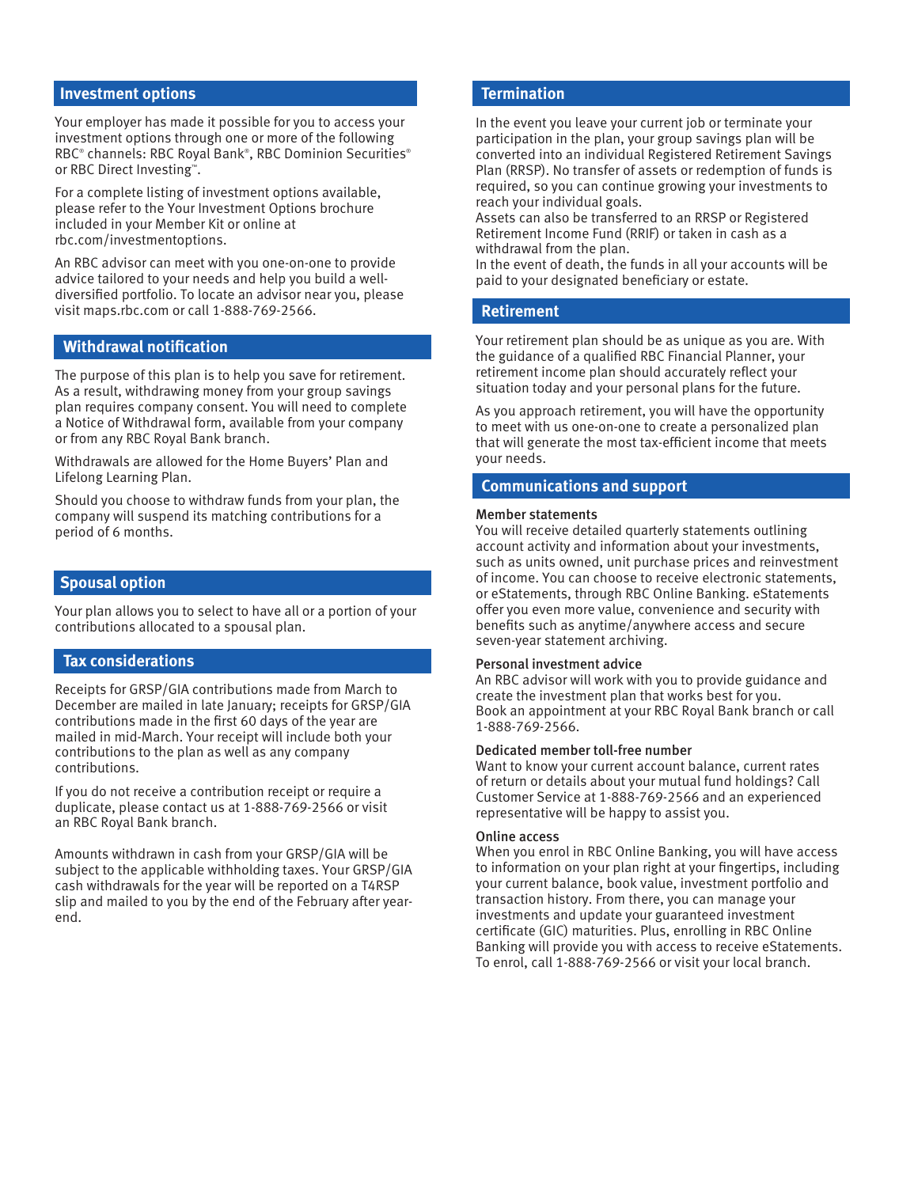## Investment options

Your employer has made it possible for you to access your investment options through one or more of the following RBC® channels: RBC Royal Bank®, RBC Dominion Securities® or RBC Direct Investing™.

For a complete listing of investment options available, please refer to the Your Investment Options brochure included in your Member Kit or online at rbc.com/investmentoptions.

An RBC advisor can meet with you one-on-one to provide advice tailored to your needs and help you build a well-diversified portfolio. To locate an advisor near you, please visit maps.rbc.com or call 1-888-769-2566.

## Withdrawal notification

The purpose of this plan is to help you save for retirement. As a result, withdrawing money from your group savings plan requires company consent. You will need to complete a Notice of Withdrawal form, available from your company or from any RBC Royal Bank branch.

Withdrawals are allowed for the Home Buyers' Plan and Lifelong Learning Plan.

Should you choose to withdraw funds from your plan, the company will suspend its matching contributions for a period of 6 months.

## Spousal option

Your plan allows you to select to have all or a portion of your contributions allocated to a spousal plan.

## Tax considerations

Receipts for GRSP/GIA contributions made from March to December are mailed in late January; receipts for GRSP/GIA contributions made in the first 60 days of the year are mailed in mid-March. Your receipt will include both your contributions to the plan as well as any company contributions.

If you do not receive a contribution receipt or require a duplicate, please contact us at 1-888-769-2566 or visit an RBC Royal Bank branch.

Amounts withdrawn in cash from your GRSP/GIA will be subject to the applicable withholding taxes. Your GRSP/GIA cash withdrawals for the year will be reported on a T4RSP slip and mailed to you by the end of the February after year-end.

## Termination

In the event you leave your current job or terminate your participation in the plan, your group savings plan will be converted into an individual Registered Retirement Savings Plan (RRSP). No transfer of assets or redemption of funds is required, so you can continue growing your investments to reach your individual goals.

Assets can also be transferred to an RRSP or Registered Retirement Income Fund (RRIF) or taken in cash as a withdrawal from the plan.

In the event of death, the funds in all your accounts will be paid to your designated beneficiary or estate.

## Retirement

Your retirement plan should be as unique as you are. With the guidance of a qualified RBC Financial Planner, your retirement income plan should accurately reflect your situation today and your personal plans for the future.

As you approach retirement, you will have the opportunity to meet with us one-on-one to create a personalized plan that will generate the most tax-efficient income that meets your needs.

## Communications and support

**Member statements**

You will receive detailed quarterly statements outlining account activity and information about your investments, such as units owned, unit purchase prices and reinvestment of income. You can choose to receive electronic statements, or eStatements, through RBC Online Banking. eStatements offer you even more value, convenience and security with benefits such as anytime/anywhere access and secure seven-year statement archiving.

**Personal investment advice**

An RBC advisor will work with you to provide guidance and create the investment plan that works best for you.
Book an appointment at your RBC Royal Bank branch or call 1-888-769-2566.

**Dedicated member toll-free number**

Want to know your current account balance, current rates of return or details about your mutual fund holdings? Call Customer Service at 1-888-769-2566 and an experienced representative will be happy to assist you.

**Online access**

When you enrol in RBC Online Banking, you will have access to information on your plan right at your fingertips, including your current balance, book value, investment portfolio and transaction history. From there, you can manage your investments and update your guaranteed investment certificate (GIC) maturities. Plus, enrolling in RBC Online Banking will provide you with access to receive eStatements. To enrol, call 1-888-769-2566 or visit your local branch.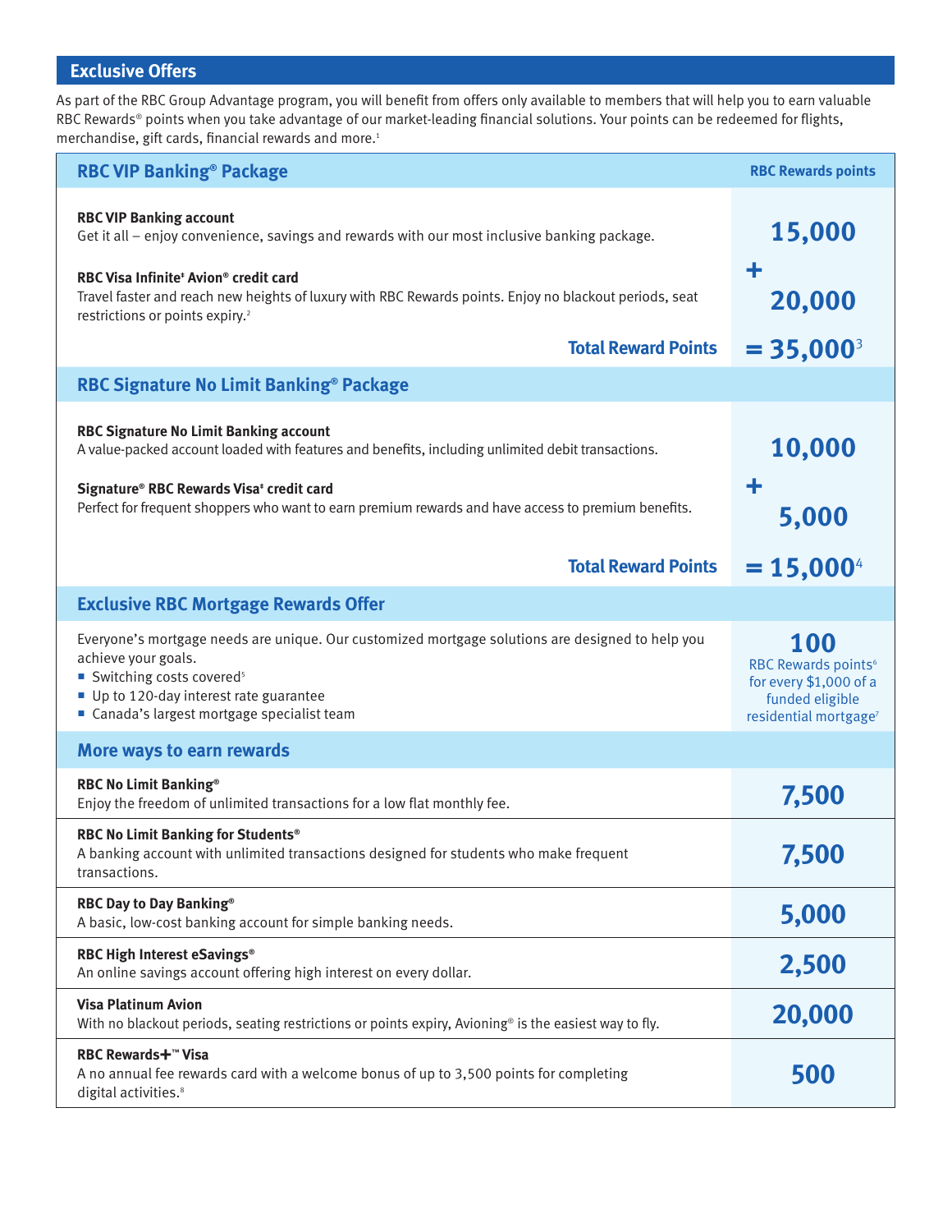## Exclusive Offers

As part of the RBC Group Advantage program, you will benefit from offers only available to members that will help you to earn valuable RBC Rewards® points when you take advantage of our market-leading financial solutions. Your points can be redeemed for flights, merchandise, gift cards, financial rewards and more.[1]

| RBC VIP Banking® Package | RBC Rewards points |
|---|---|
| **RBC VIP Banking account**<br>Get it all – enjoy convenience, savings and rewards with our most inclusive banking package. | 15,000 |
| **RBC Visa Infinite‡ Avion® credit card**<br>Travel faster and reach new heights of luxury with RBC Rewards points. Enjoy no blackout periods, seat restrictions or points expiry.[2] | + 20,000 |
| **Total Reward Points** | = 35,000[3] |
| **RBC Signature No Limit Banking® Package** | |
| **RBC Signature No Limit Banking account**<br>A value-packed account loaded with features and benefits, including unlimited debit transactions. | 10,000 |
| **Signature® RBC Rewards Visa‡ credit card**<br>Perfect for frequent shoppers who want to earn premium rewards and have access to premium benefits. | + 5,000 |
| **Total Reward Points** | = 15,000[4] |
| **Exclusive RBC Mortgage Rewards Offer** | |
| Everyone's mortgage needs are unique. Our customized mortgage solutions are designed to help you achieve your goals.<br>■ Switching costs covered[5]<br>■ Up to 120-day interest rate guarantee<br>■ Canada's largest mortgage specialist team | **100** RBC Rewards points[6] for every $1,000 of a funded eligible residential mortgage[7] |
| **More ways to earn rewards** | |
| **RBC No Limit Banking®**<br>Enjoy the freedom of unlimited transactions for a low flat monthly fee. | 7,500 |
| **RBC No Limit Banking for Students®**<br>A banking account with unlimited transactions designed for students who make frequent transactions. | 7,500 |
| **RBC Day to Day Banking®**<br>A basic, low-cost banking account for simple banking needs. | 5,000 |
| **RBC High Interest eSavings®**<br>An online savings account offering high interest on every dollar. | 2,500 |
| **Visa Platinum Avion**<br>With no blackout periods, seating restrictions or points expiry, Avioning® is the easiest way to fly. | 20,000 |
| **RBC Rewards+™ Visa**<br>A no annual fee rewards card with a welcome bonus of up to 3,500 points for completing digital activities.[8] | 500 |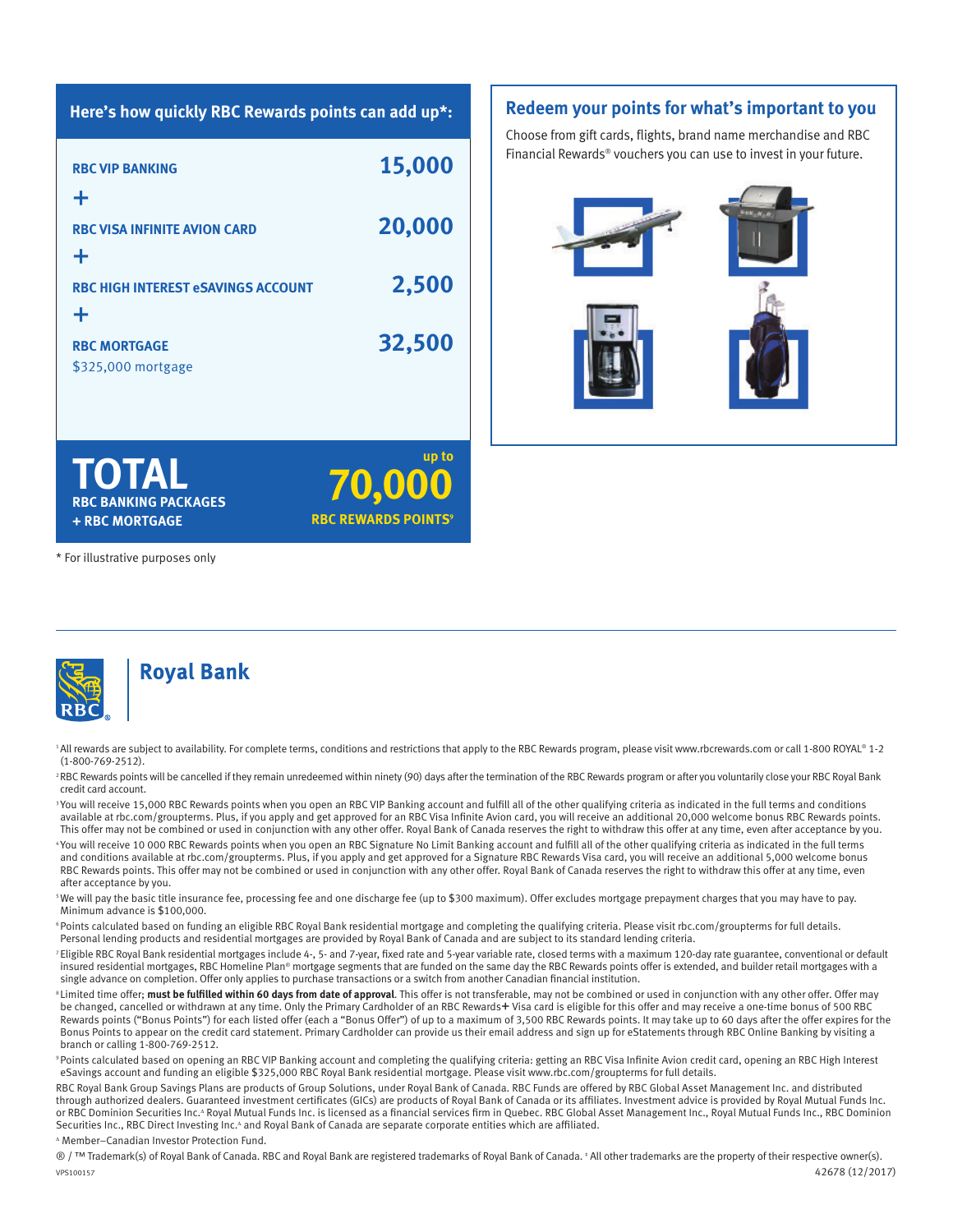## Here's how quickly RBC Rewards points can add up*:

| | |
|---|---|
| **RBC VIP BANKING** | **15,000** |
| **+** | |
| **RBC VISA INFINITE AVION CARD** | **20,000** |
| **+** | |
| **RBC HIGH INTEREST eSAVINGS ACCOUNT** | **2,500** |
| **+** | |
| **RBC MORTGAGE** $325,000 mortgage | **32,500** |
| **TOTAL** RBC BANKING PACKAGES + RBC MORTGAGE | up to **70,000** RBC REWARDS POINTS[9] |

\* For illustrative purposes only

## Redeem your points for what's important to you

Choose from gift cards, flights, brand name merchandise and RBC Financial Rewards® vouchers you can use to invest in your future.

**Royal Bank**

[1] All rewards are subject to availability. For complete terms, conditions and restrictions that apply to the RBC Rewards program, please visit www.rbcrewards.com or call 1-800 ROYAL® 1-2 (1-800-769-2512).

[2] RBC Rewards points will be cancelled if they remain unredeemed within ninety (90) days after the termination of the RBC Rewards program or after you voluntarily close your RBC Royal Bank credit card account.

[3] You will receive 15,000 RBC Rewards points when you open an RBC VIP Banking account and fulfill all of the other qualifying criteria as indicated in the full terms and conditions available at rbc.com/groupterms. Plus, if you apply and get approved for an RBC Visa Infinite Avion card, you will receive an additional 20,000 welcome bonus RBC Rewards points. This offer may not be combined or used in conjunction with any other offer. Royal Bank of Canada reserves the right to withdraw this offer at any time, even after acceptance by you.

[4] You will receive 10 000 RBC Rewards points when you open an RBC Signature No Limit Banking account and fulfill all of the other qualifying criteria as indicated in the full terms and conditions available at rbc.com/groupterms. Plus, if you apply and get approved for a Signature RBC Rewards Visa card, you will receive an additional 5,000 welcome bonus RBC Rewards points. This offer may not be combined or used in conjunction with any other offer. Royal Bank of Canada reserves the right to withdraw this offer at any time, even after acceptance by you.

[5] We will pay the basic title insurance fee, processing fee and one discharge fee (up to $300 maximum). Offer excludes mortgage prepayment charges that you may have to pay. Minimum advance is $100,000.

[6] Points calculated based on funding an eligible RBC Royal Bank residential mortgage and completing the qualifying criteria. Please visit rbc.com/groupterms for full details. Personal lending products and residential mortgages are provided by Royal Bank of Canada and are subject to its standard lending criteria.

[7] Eligible RBC Royal Bank residential mortgages include 4-, 5- and 7-year, fixed rate and 5-year variable rate, closed terms with a maximum 120-day rate guarantee, conventional or default insured residential mortgages, RBC Homeline Plan® mortgage segments that are funded on the same day the RBC Rewards points offer is extended, and builder retail mortgages with a single advance on completion. Offer only applies to purchase transactions or a switch from another Canadian financial institution.

[8] Limited time offer; **must be fulfilled within 60 days from date of approval**. This offer is not transferable, may not be combined or used in conjunction with any other offer. Offer may be changed, cancelled or withdrawn at any time. Only the Primary Cardholder of an RBC Rewards+ Visa card is eligible for this offer and may receive a one-time bonus of 500 RBC Rewards points ("Bonus Points") for each listed offer (each a "Bonus Offer") of up to a maximum of 3,500 RBC Rewards points. It may take up to 60 days after the offer expires for the Bonus Points to appear on the credit card statement. Primary Cardholder can provide us their email address and sign up for eStatements through RBC Online Banking by visiting a branch or calling 1-800-769-2512.

[9] Points calculated based on opening an RBC VIP Banking account and completing the qualifying criteria: getting an RBC Visa Infinite Avion credit card, opening an RBC High Interest eSavings account and funding an eligible $325,000 RBC Royal Bank residential mortgage. Please visit www.rbc.com/groupterms for full details.

RBC Royal Bank Group Savings Plans are products of Group Solutions, under Royal Bank of Canada. RBC Funds are offered by RBC Global Asset Management Inc. and distributed through authorized dealers. Guaranteed investment certificates (GICs) are products of Royal Bank of Canada or its affiliates. Investment advice is provided by Royal Mutual Funds Inc. or RBC Dominion Securities Inc.[Δ] Royal Mutual Funds Inc. is licensed as a financial services firm in Quebec. RBC Global Asset Management Inc., Royal Mutual Funds Inc., RBC Dominion Securities Inc., RBC Direct Investing Inc.[Δ] and Royal Bank of Canada are separate corporate entities which are affiliated.

[Δ] Member–Canadian Investor Protection Fund.

® / ™ Trademark(s) of Royal Bank of Canada. RBC and Royal Bank are registered trademarks of Royal Bank of Canada. [‡] All other trademarks are the property of their respective owner(s).

VPS100157 42678 (12/2017)